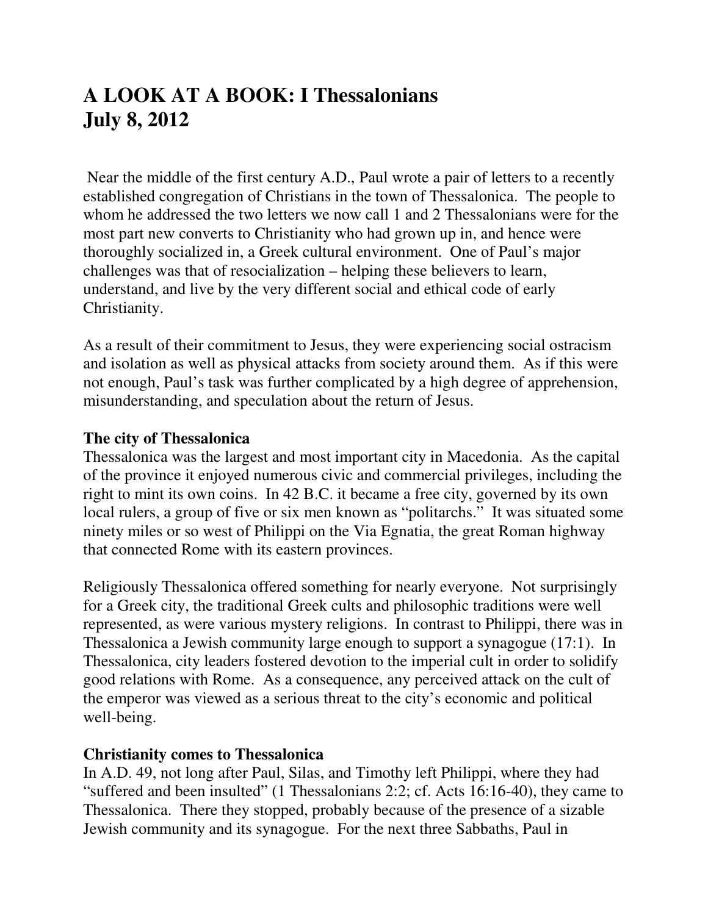# A LOOK AT A BOOK: I Thessalonians
# July 8, 2012

Near the middle of the first century A.D., Paul wrote a pair of letters to a recently established congregation of Christians in the town of Thessalonica. The people to whom he addressed the two letters we now call 1 and 2 Thessalonians were for the most part new converts to Christianity who had grown up in, and hence were thoroughly socialized in, a Greek cultural environment. One of Paul's major challenges was that of resocialization – helping these believers to learn, understand, and live by the very different social and ethical code of early Christianity.

As a result of their commitment to Jesus, they were experiencing social ostracism and isolation as well as physical attacks from society around them. As if this were not enough, Paul's task was further complicated by a high degree of apprehension, misunderstanding, and speculation about the return of Jesus.

**The city of Thessalonica**
Thessalonica was the largest and most important city in Macedonia. As the capital of the province it enjoyed numerous civic and commercial privileges, including the right to mint its own coins. In 42 B.C. it became a free city, governed by its own local rulers, a group of five or six men known as "politarchs." It was situated some ninety miles or so west of Philippi on the Via Egnatia, the great Roman highway that connected Rome with its eastern provinces.

Religiously Thessalonica offered something for nearly everyone. Not surprisingly for a Greek city, the traditional Greek cults and philosophic traditions were well represented, as were various mystery religions. In contrast to Philippi, there was in Thessalonica a Jewish community large enough to support a synagogue (17:1). In Thessalonica, city leaders fostered devotion to the imperial cult in order to solidify good relations with Rome. As a consequence, any perceived attack on the cult of the emperor was viewed as a serious threat to the city's economic and political well-being.

**Christianity comes to Thessalonica**
In A.D. 49, not long after Paul, Silas, and Timothy left Philippi, where they had "suffered and been insulted" (1 Thessalonians 2:2; cf. Acts 16:16-40), they came to Thessalonica. There they stopped, probably because of the presence of a sizable Jewish community and its synagogue. For the next three Sabbaths, Paul in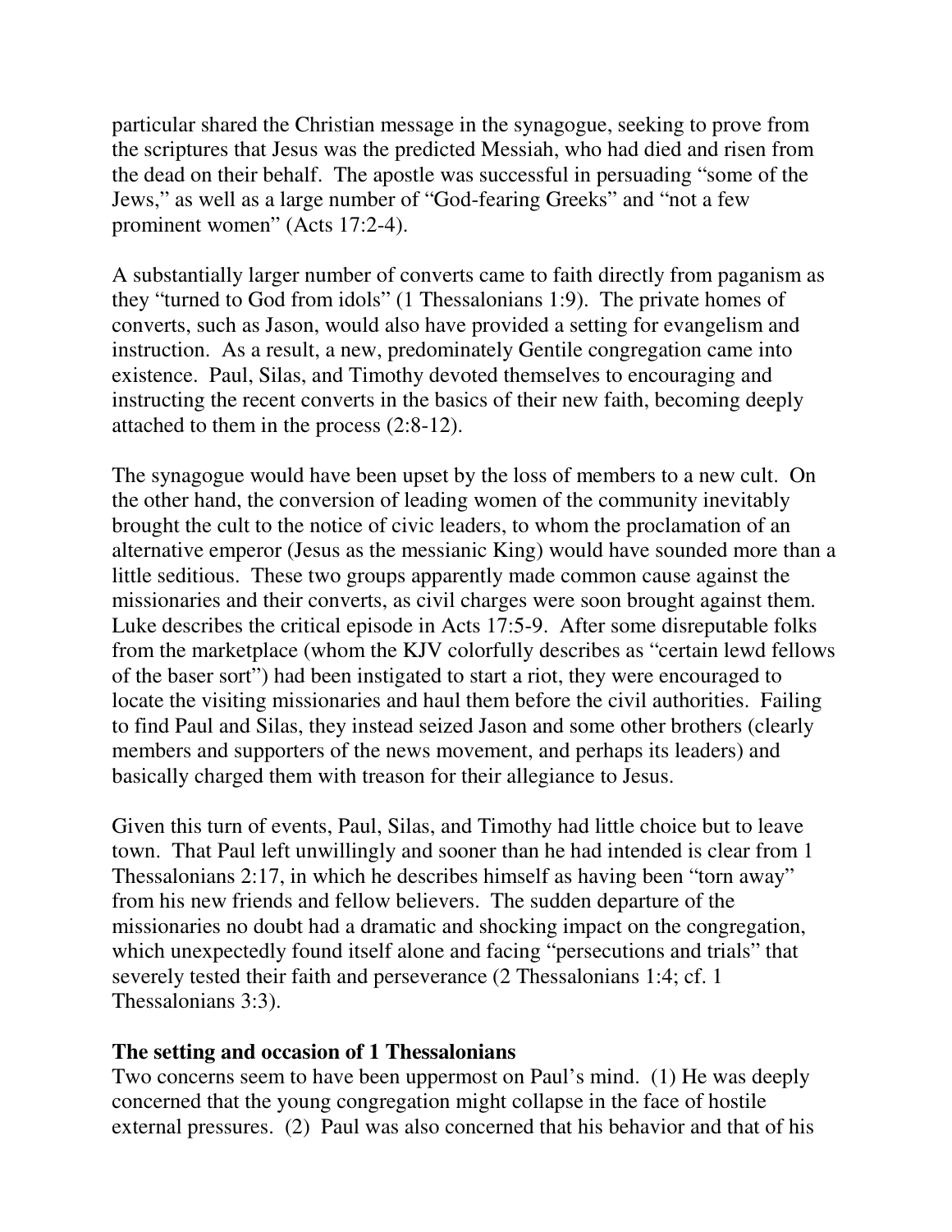particular shared the Christian message in the synagogue, seeking to prove from the scriptures that Jesus was the predicted Messiah, who had died and risen from the dead on their behalf. The apostle was successful in persuading "some of the Jews," as well as a large number of "God-fearing Greeks" and "not a few prominent women" (Acts 17:2-4).

A substantially larger number of converts came to faith directly from paganism as they "turned to God from idols" (1 Thessalonians 1:9). The private homes of converts, such as Jason, would also have provided a setting for evangelism and instruction. As a result, a new, predominately Gentile congregation came into existence. Paul, Silas, and Timothy devoted themselves to encouraging and instructing the recent converts in the basics of their new faith, becoming deeply attached to them in the process (2:8-12).

The synagogue would have been upset by the loss of members to a new cult. On the other hand, the conversion of leading women of the community inevitably brought the cult to the notice of civic leaders, to whom the proclamation of an alternative emperor (Jesus as the messianic King) would have sounded more than a little seditious. These two groups apparently made common cause against the missionaries and their converts, as civil charges were soon brought against them. Luke describes the critical episode in Acts 17:5-9. After some disreputable folks from the marketplace (whom the KJV colorfully describes as "certain lewd fellows of the baser sort") had been instigated to start a riot, they were encouraged to locate the visiting missionaries and haul them before the civil authorities. Failing to find Paul and Silas, they instead seized Jason and some other brothers (clearly members and supporters of the news movement, and perhaps its leaders) and basically charged them with treason for their allegiance to Jesus.

Given this turn of events, Paul, Silas, and Timothy had little choice but to leave town. That Paul left unwillingly and sooner than he had intended is clear from 1 Thessalonians 2:17, in which he describes himself as having been "torn away" from his new friends and fellow believers. The sudden departure of the missionaries no doubt had a dramatic and shocking impact on the congregation, which unexpectedly found itself alone and facing "persecutions and trials" that severely tested their faith and perseverance (2 Thessalonians 1:4; cf. 1 Thessalonians 3:3).

**The setting and occasion of 1 Thessalonians**

Two concerns seem to have been uppermost on Paul's mind. (1) He was deeply concerned that the young congregation might collapse in the face of hostile external pressures. (2) Paul was also concerned that his behavior and that of his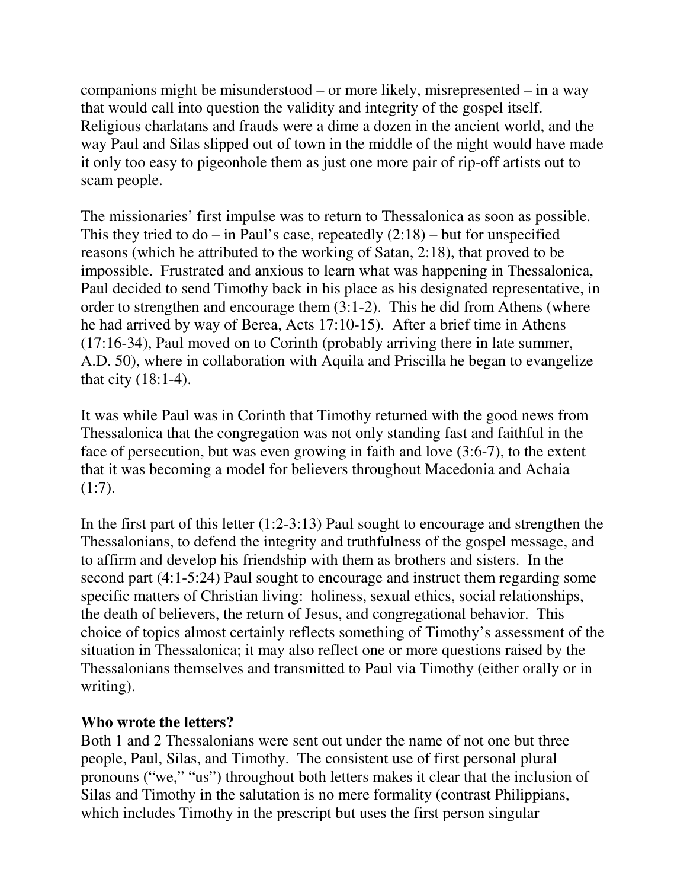companions might be misunderstood – or more likely, misrepresented – in a way that would call into question the validity and integrity of the gospel itself. Religious charlatans and frauds were a dime a dozen in the ancient world, and the way Paul and Silas slipped out of town in the middle of the night would have made it only too easy to pigeonhole them as just one more pair of rip-off artists out to scam people.

The missionaries' first impulse was to return to Thessalonica as soon as possible. This they tried to do – in Paul's case, repeatedly (2:18) – but for unspecified reasons (which he attributed to the working of Satan, 2:18), that proved to be impossible. Frustrated and anxious to learn what was happening in Thessalonica, Paul decided to send Timothy back in his place as his designated representative, in order to strengthen and encourage them (3:1-2). This he did from Athens (where he had arrived by way of Berea, Acts 17:10-15). After a brief time in Athens (17:16-34), Paul moved on to Corinth (probably arriving there in late summer, A.D. 50), where in collaboration with Aquila and Priscilla he began to evangelize that city (18:1-4).

It was while Paul was in Corinth that Timothy returned with the good news from Thessalonica that the congregation was not only standing fast and faithful in the face of persecution, but was even growing in faith and love (3:6-7), to the extent that it was becoming a model for believers throughout Macedonia and Achaia (1:7).

In the first part of this letter (1:2-3:13) Paul sought to encourage and strengthen the Thessalonians, to defend the integrity and truthfulness of the gospel message, and to affirm and develop his friendship with them as brothers and sisters. In the second part (4:1-5:24) Paul sought to encourage and instruct them regarding some specific matters of Christian living: holiness, sexual ethics, social relationships, the death of believers, the return of Jesus, and congregational behavior. This choice of topics almost certainly reflects something of Timothy's assessment of the situation in Thessalonica; it may also reflect one or more questions raised by the Thessalonians themselves and transmitted to Paul via Timothy (either orally or in writing).

**Who wrote the letters?**

Both 1 and 2 Thessalonians were sent out under the name of not one but three people, Paul, Silas, and Timothy. The consistent use of first personal plural pronouns ("we," "us") throughout both letters makes it clear that the inclusion of Silas and Timothy in the salutation is no mere formality (contrast Philippians, which includes Timothy in the prescript but uses the first person singular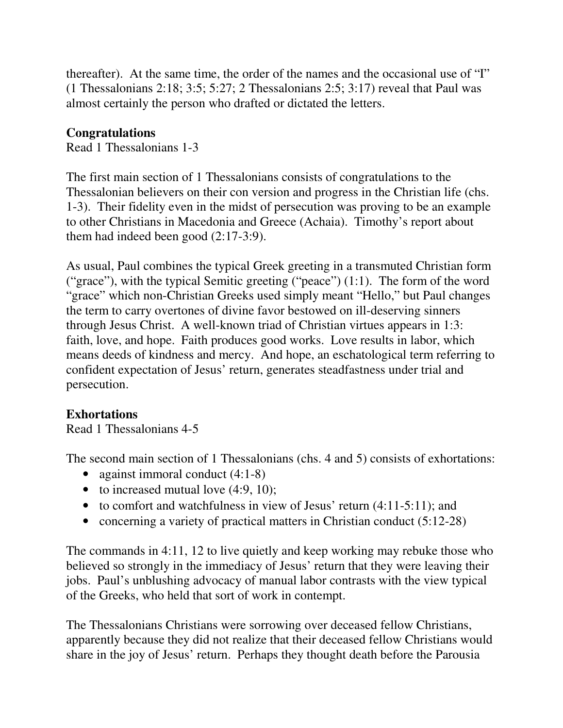thereafter). At the same time, the order of the names and the occasional use of "I" (1 Thessalonians 2:18; 3:5; 5:27; 2 Thessalonians 2:5; 3:17) reveal that Paul was almost certainly the person who drafted or dictated the letters.

**Congratulations**
Read 1 Thessalonians 1-3

The first main section of 1 Thessalonians consists of congratulations to the Thessalonian believers on their con version and progress in the Christian life (chs. 1-3). Their fidelity even in the midst of persecution was proving to be an example to other Christians in Macedonia and Greece (Achaia). Timothy's report about them had indeed been good (2:17-3:9).

As usual, Paul combines the typical Greek greeting in a transmuted Christian form ("grace"), with the typical Semitic greeting ("peace") (1:1). The form of the word "grace" which non-Christian Greeks used simply meant "Hello," but Paul changes the term to carry overtones of divine favor bestowed on ill-deserving sinners through Jesus Christ. A well-known triad of Christian virtues appears in 1:3: faith, love, and hope. Faith produces good works. Love results in labor, which means deeds of kindness and mercy. And hope, an eschatological term referring to confident expectation of Jesus' return, generates steadfastness under trial and persecution.

**Exhortations**
Read 1 Thessalonians 4-5

The second main section of 1 Thessalonians (chs. 4 and 5) consists of exhortations:

- against immoral conduct (4:1-8)
- to increased mutual love (4:9, 10);
- to comfort and watchfulness in view of Jesus' return (4:11-5:11); and
- concerning a variety of practical matters in Christian conduct (5:12-28)

The commands in 4:11, 12 to live quietly and keep working may rebuke those who believed so strongly in the immediacy of Jesus' return that they were leaving their jobs. Paul's unblushing advocacy of manual labor contrasts with the view typical of the Greeks, who held that sort of work in contempt.

The Thessalonians Christians were sorrowing over deceased fellow Christians, apparently because they did not realize that their deceased fellow Christians would share in the joy of Jesus' return. Perhaps they thought death before the Parousia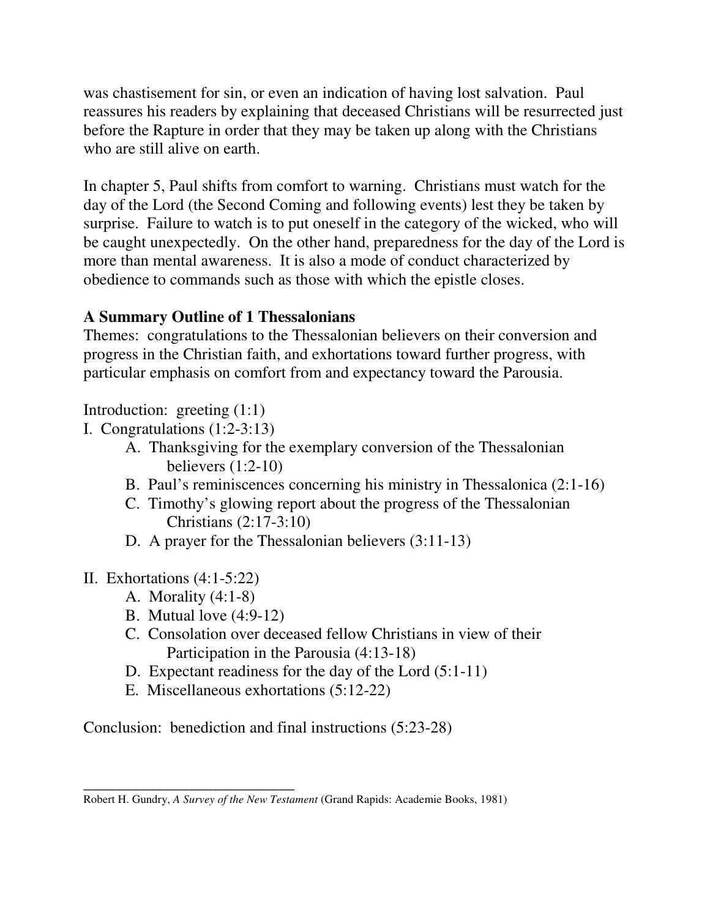was chastisement for sin, or even an indication of having lost salvation. Paul reassures his readers by explaining that deceased Christians will be resurrected just before the Rapture in order that they may be taken up along with the Christians who are still alive on earth.

In chapter 5, Paul shifts from comfort to warning. Christians must watch for the day of the Lord (the Second Coming and following events) lest they be taken by surprise. Failure to watch is to put oneself in the category of the wicked, who will be caught unexpectedly. On the other hand, preparedness for the day of the Lord is more than mental awareness. It is also a mode of conduct characterized by obedience to commands such as those with which the epistle closes.

**A Summary Outline of 1 Thessalonians**

Themes: congratulations to the Thessalonian believers on their conversion and progress in the Christian faith, and exhortations toward further progress, with particular emphasis on comfort from and expectancy toward the Parousia.

Introduction: greeting (1:1)

I. Congratulations (1:2-3:13)
- A. Thanksgiving for the exemplary conversion of the Thessalonian believers (1:2-10)
- B. Paul's reminiscences concerning his ministry in Thessalonica (2:1-16)
- C. Timothy's glowing report about the progress of the Thessalonian Christians (2:17-3:10)
- D. A prayer for the Thessalonian believers (3:11-13)

II. Exhortations (4:1-5:22)
- A. Morality (4:1-8)
- B. Mutual love (4:9-12)
- C. Consolation over deceased fellow Christians in view of their Participation in the Parousia (4:13-18)
- D. Expectant readiness for the day of the Lord (5:1-11)
- E. Miscellaneous exhortations (5:12-22)

Conclusion: benediction and final instructions (5:23-28)

---

Robert H. Gundry, *A Survey of the New Testament* (Grand Rapids: Academie Books, 1981)